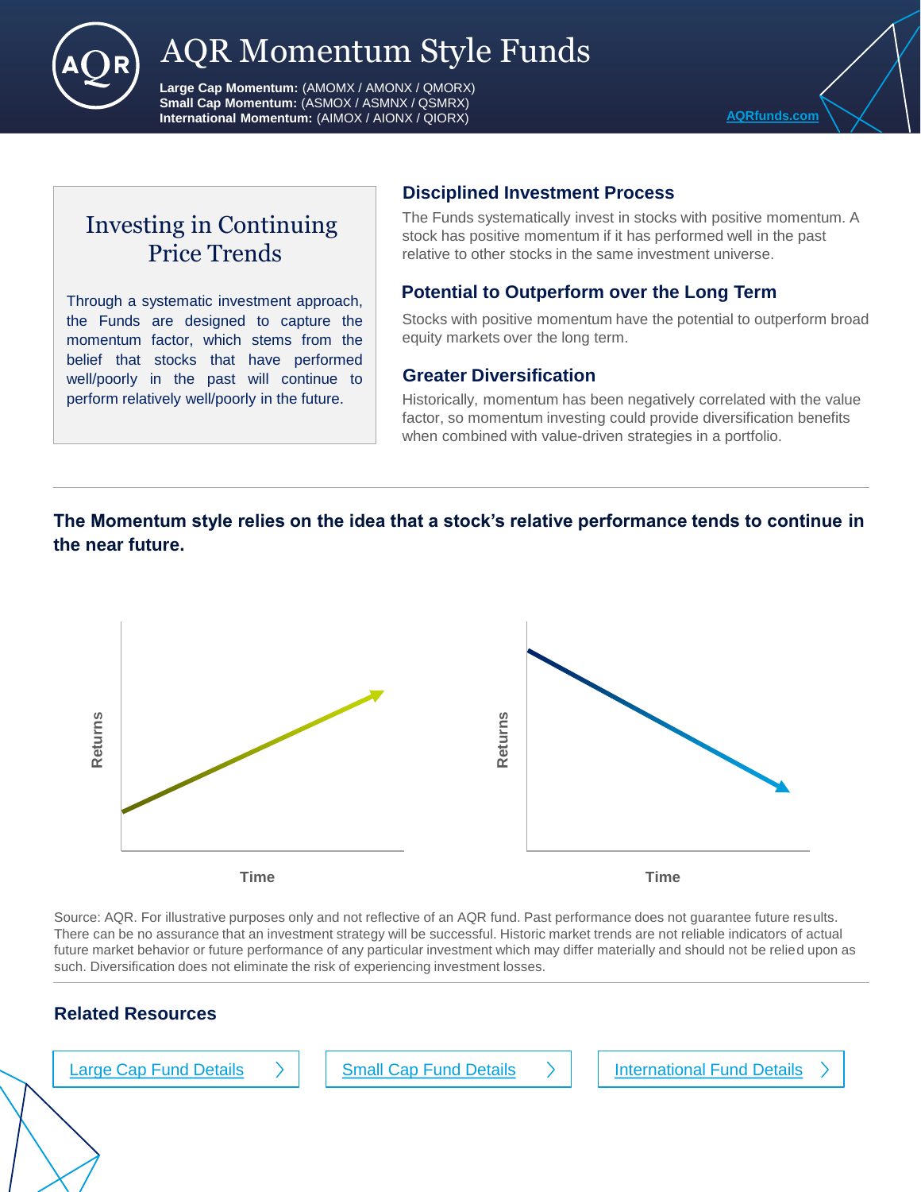# AQR Momentum Style Funds

**Large Cap Momentum:** (AMOMX / AMONX / QMORX)
**Small Cap Momentum:** (ASMOX / ASMNX / QSMRX)
**International Momentum:** (AIMOX / AIONX / QIORX)

AQRfunds.com

## Investing in Continuing Price Trends

Through a systematic investment approach, the Funds are designed to capture the momentum factor, which stems from the belief that stocks that have performed well/poorly in the past will continue to perform relatively well/poorly in the future.

### Disciplined Investment Process

The Funds systematically invest in stocks with positive momentum. A stock has positive momentum if it has performed well in the past relative to other stocks in the same investment universe.

### Potential to Outperform over the Long Term

Stocks with positive momentum have the potential to outperform broad equity markets over the long term.

### Greater Diversification

Historically, momentum has been negatively correlated with the value factor, so momentum investing could provide diversification benefits when combined with value-driven strategies in a portfolio.

---

**The Momentum style relies on the idea that a stock's relative performance tends to continue in the near future.**

Returns / Time

Returns / Time

Source: AQR. For illustrative purposes only and not reflective of an AQR fund. Past performance does not guarantee future results. There can be no assurance that an investment strategy will be successful. Historic market trends are not reliable indicators of actual future market behavior or future performance of any particular investment which may differ materially and should not be relied upon as such. Diversification does not eliminate the risk of experiencing investment losses.

---

### Related Resources

Large Cap Fund Details | Small Cap Fund Details | International Fund Details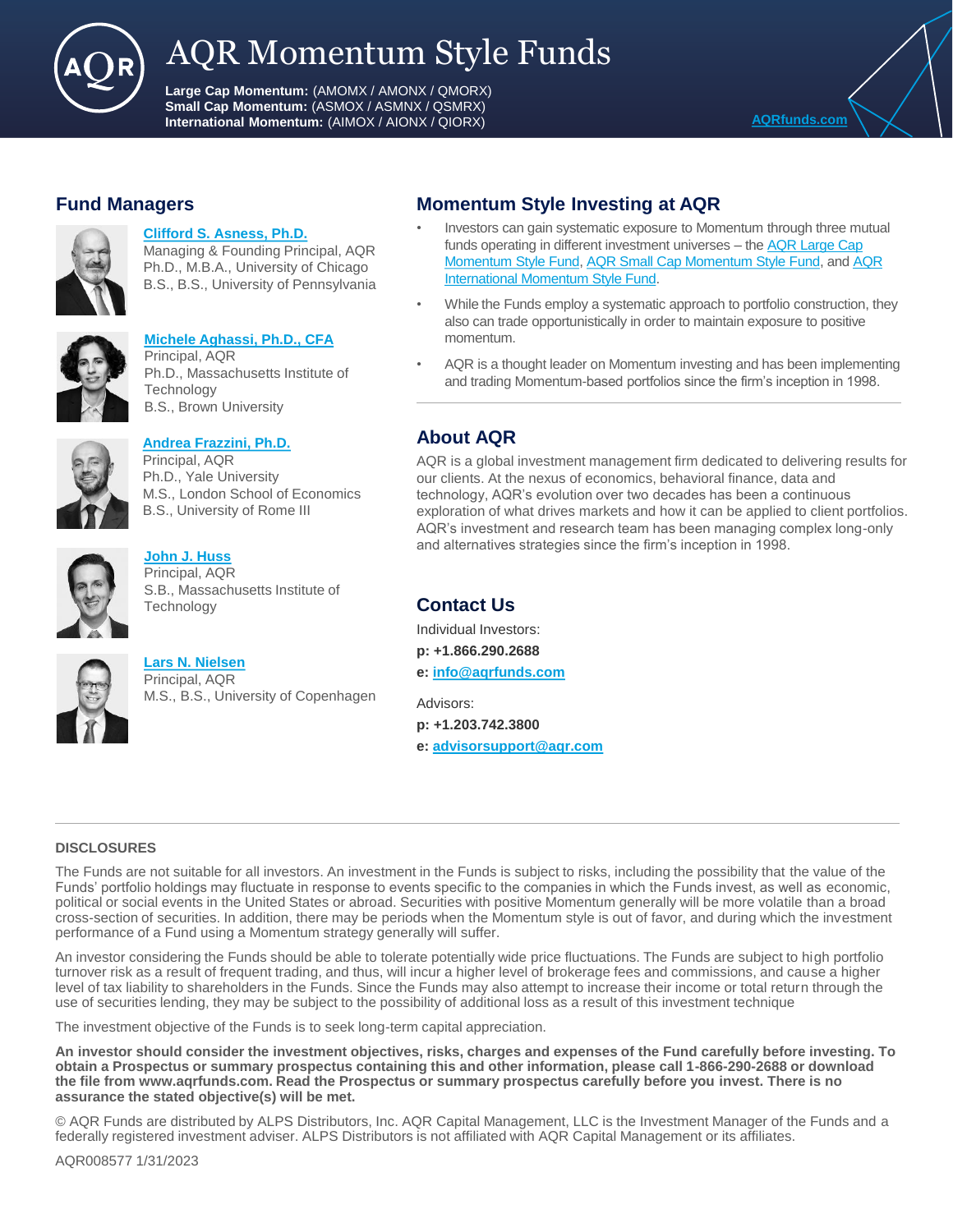# AQR Momentum Style Funds

**Large Cap Momentum:** (AMOMX / AMONX / QMORX)
**Small Cap Momentum:** (ASMOX / ASMNX / QSMRX)
**International Momentum:** (AIMOX / AIONX / QIORX)

AQRfunds.com

## Fund Managers

**Clifford S. Asness, Ph.D.**
Managing & Founding Principal, AQR
Ph.D., M.B.A., University of Chicago
B.S., B.S., University of Pennsylvania

**Michele Aghassi, Ph.D., CFA**
Principal, AQR
Ph.D., Massachusetts Institute of Technology
B.S., Brown University

**Andrea Frazzini, Ph.D.**
Principal, AQR
Ph.D., Yale University
M.S., London School of Economics
B.S., University of Rome III

**John J. Huss**
Principal, AQR
S.B., Massachusetts Institute of Technology

**Lars N. Nielsen**
Principal, AQR
M.S., B.S., University of Copenhagen

## Momentum Style Investing at AQR

- Investors can gain systematic exposure to Momentum through three mutual funds operating in different investment universes – the AQR Large Cap Momentum Style Fund, AQR Small Cap Momentum Style Fund, and AQR International Momentum Style Fund.
- While the Funds employ a systematic approach to portfolio construction, they also can trade opportunistically in order to maintain exposure to positive momentum.
- AQR is a thought leader on Momentum investing and has been implementing and trading Momentum-based portfolios since the firm's inception in 1998.

## About AQR

AQR is a global investment management firm dedicated to delivering results for our clients. At the nexus of economics, behavioral finance, data and technology, AQR's evolution over two decades has been a continuous exploration of what drives markets and how it can be applied to client portfolios. AQR's investment and research team has been managing complex long-only and alternatives strategies since the firm's inception in 1998.

## Contact Us

Individual Investors:
**p: +1.866.290.2688**
**e: info@aqrfunds.com**

Advisors:
**p: +1.203.742.3800**
**e: advisorsupport@aqr.com**

---

**DISCLOSURES**

The Funds are not suitable for all investors. An investment in the Funds is subject to risks, including the possibility that the value of the Funds' portfolio holdings may fluctuate in response to events specific to the companies in which the Funds invest, as well as economic, political or social events in the United States or abroad. Securities with positive Momentum generally will be more volatile than a broad cross-section of securities. In addition, there may be periods when the Momentum style is out of favor, and during which the investment performance of a Fund using a Momentum strategy generally will suffer.

An investor considering the Funds should be able to tolerate potentially wide price fluctuations. The Funds are subject to high portfolio turnover risk as a result of frequent trading, and thus, will incur a higher level of brokerage fees and commissions, and cause a higher level of tax liability to shareholders in the Funds. Since the Funds may also attempt to increase their income or total return through the use of securities lending, they may be subject to the possibility of additional loss as a result of this investment technique

The investment objective of the Funds is to seek long-term capital appreciation.

**An investor should consider the investment objectives, risks, charges and expenses of the Fund carefully before investing. To obtain a Prospectus or summary prospectus containing this and other information, please call 1-866-290-2688 or download the file from www.aqrfunds.com. Read the Prospectus or summary prospectus carefully before you invest. There is no assurance the stated objective(s) will be met.**

© AQR Funds are distributed by ALPS Distributors, Inc. AQR Capital Management, LLC is the Investment Manager of the Funds and a federally registered investment adviser. ALPS Distributors is not affiliated with AQR Capital Management or its affiliates.

AQR008577 1/31/2023